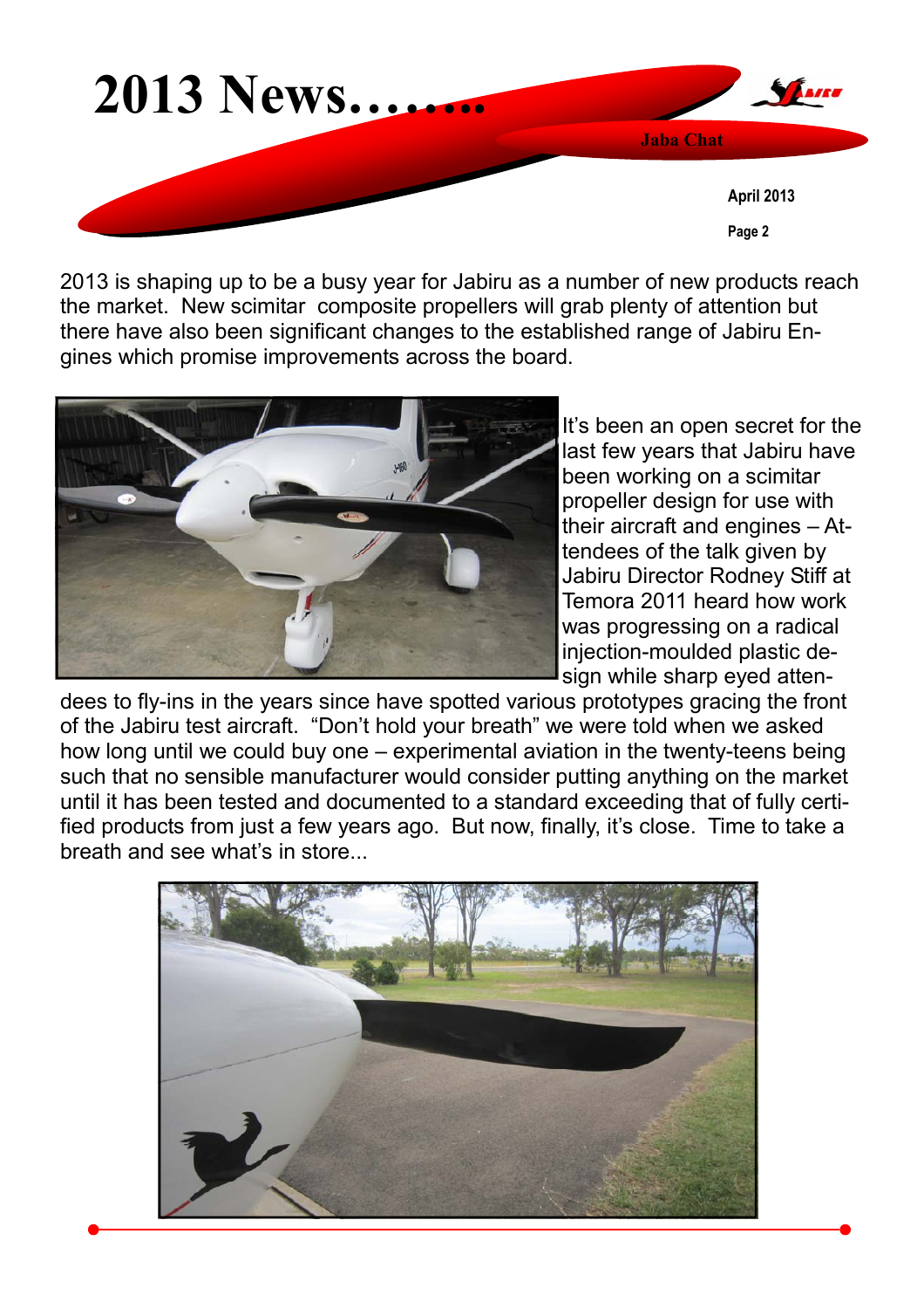# 2013 News……..

2013 is shaping up to be a busy year for Jabiru as a number of new products reach the market. New scimitar composite propellers will grab plenty of attention but there have also been significant changes to the established range of Jabiru Engines which promise improvements across the board.

It's been an open secret for the last few years that Jabiru have been working on a scimitar propeller design for use with their aircraft and engines – Attendees of the talk given by Jabiru Director Rodney Stiff at Temora 2011 heard how work was progressing on a radical injection-moulded plastic design while sharp eyed attendees to fly-ins in the years since have spotted various prototypes gracing the front of the Jabiru test aircraft. "Don't hold your breath" we were told when we asked how long until we could buy one – experimental aviation in the twenty-teens being such that no sensible manufacturer would consider putting anything on the market until it has been tested and documented to a standard exceeding that of fully certified products from just a few years ago. But now, finally, it's close. Time to take a breath and see what's in store...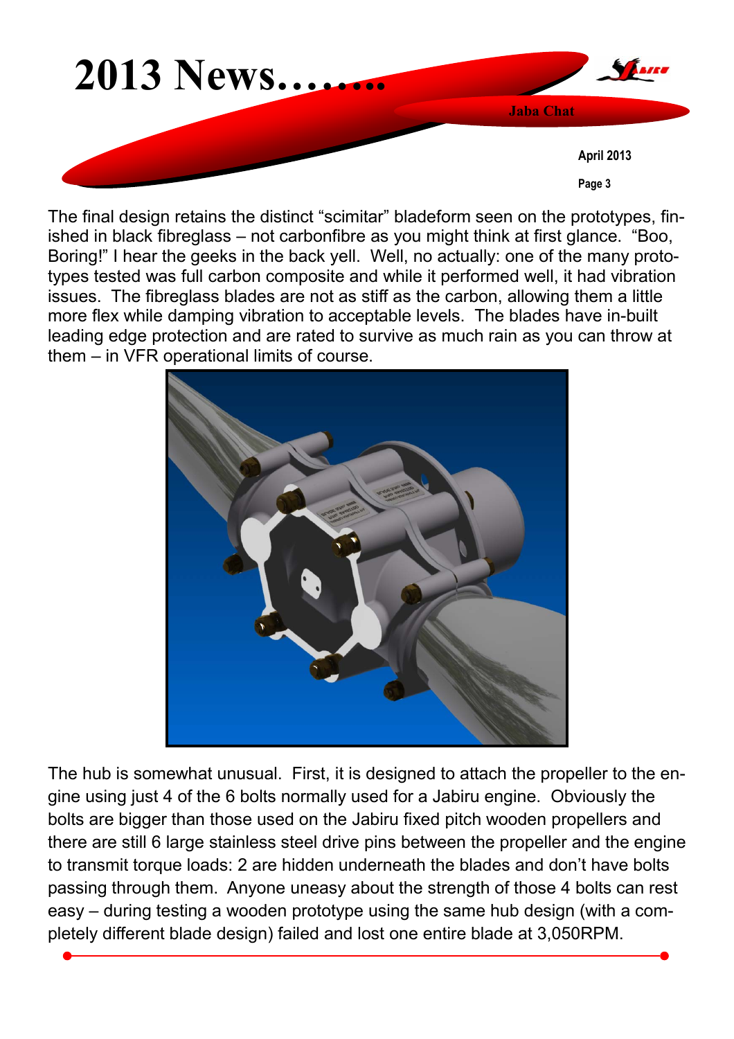The final design retains the distinct "scimitar" bladeform seen on the prototypes, finished in black fibreglass – not carbonfibre as you might think at first glance. "Boo, Boring!" I hear the geeks in the back yell. Well, no actually: one of the many prototypes tested was full carbon composite and while it performed well, it had vibration issues. The fibreglass blades are not as stiff as the carbon, allowing them a little more flex while damping vibration to acceptable levels. The blades have in-built leading edge protection and are rated to survive as much rain as you can throw at them – in VFR operational limits of course.

The hub is somewhat unusual. First, it is designed to attach the propeller to the engine using just 4 of the 6 bolts normally used for a Jabiru engine. Obviously the bolts are bigger than those used on the Jabiru fixed pitch wooden propellers and there are still 6 large stainless steel drive pins between the propeller and the engine to transmit torque loads: 2 are hidden underneath the blades and don't have bolts passing through them. Anyone uneasy about the strength of those 4 bolts can rest easy – during testing a wooden prototype using the same hub design (with a completely different blade design) failed and lost one entire blade at 3,050RPM.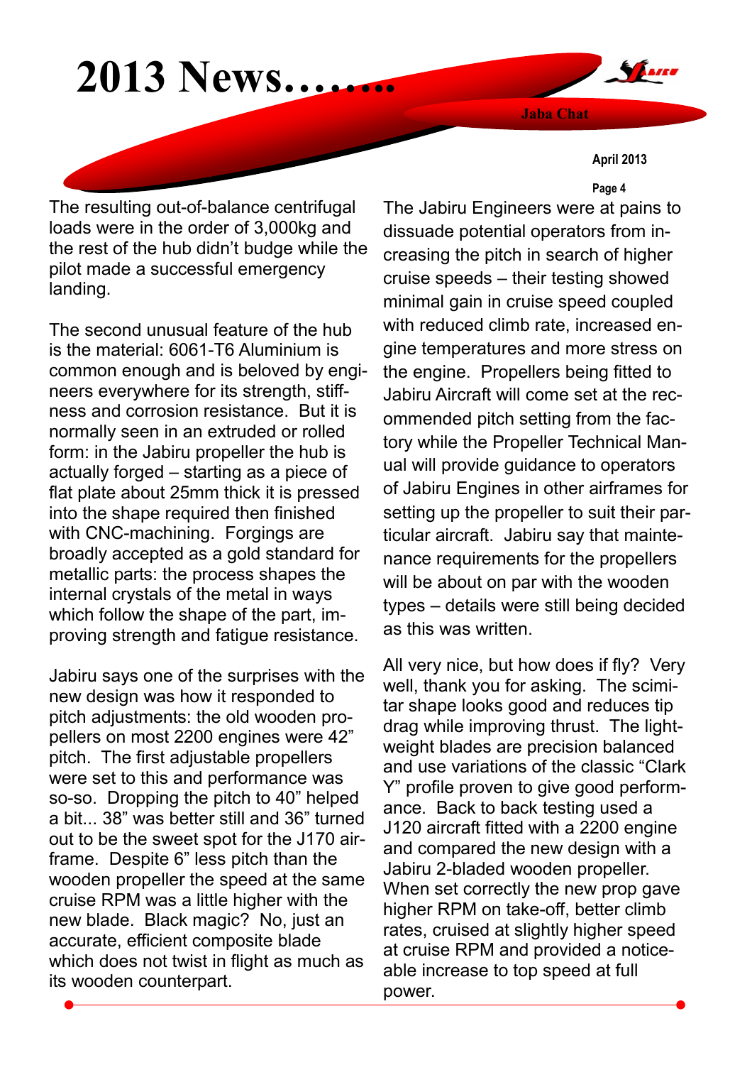The resulting out-of-balance centrifugal loads were in the order of 3,000kg and the rest of the hub didn't budge while the pilot made a successful emergency landing.

The second unusual feature of the hub is the material: 6061-T6 Aluminium is common enough and is beloved by engineers everywhere for its strength, stiffness and corrosion resistance. But it is normally seen in an extruded or rolled form: in the Jabiru propeller the hub is actually forged – starting as a piece of flat plate about 25mm thick it is pressed into the shape required then finished with CNC-machining. Forgings are broadly accepted as a gold standard for metallic parts: the process shapes the internal crystals of the metal in ways which follow the shape of the part, improving strength and fatigue resistance.

Jabiru says one of the surprises with the new design was how it responded to pitch adjustments: the old wooden propellers on most 2200 engines were 42" pitch. The first adjustable propellers were set to this and performance was so-so. Dropping the pitch to 40" helped a bit... 38" was better still and 36" turned out to be the sweet spot for the J170 airframe. Despite 6" less pitch than the wooden propeller the speed at the same cruise RPM was a little higher with the new blade. Black magic? No, just an accurate, efficient composite blade which does not twist in flight as much as its wooden counterpart.

The Jabiru Engineers were at pains to dissuade potential operators from increasing the pitch in search of higher cruise speeds – their testing showed minimal gain in cruise speed coupled with reduced climb rate, increased engine temperatures and more stress on the engine. Propellers being fitted to Jabiru Aircraft will come set at the recommended pitch setting from the factory while the Propeller Technical Manual will provide guidance to operators of Jabiru Engines in other airframes for setting up the propeller to suit their particular aircraft. Jabiru say that maintenance requirements for the propellers will be about on par with the wooden types – details were still being decided as this was written.

All very nice, but how does if fly? Very well, thank you for asking. The scimitar shape looks good and reduces tip drag while improving thrust. The lightweight blades are precision balanced and use variations of the classic "Clark Y" profile proven to give good performance. Back to back testing used a J120 aircraft fitted with a 2200 engine and compared the new design with a Jabiru 2-bladed wooden propeller. When set correctly the new prop gave higher RPM on take-off, better climb rates, cruised at slightly higher speed at cruise RPM and provided a noticeable increase to top speed at full power.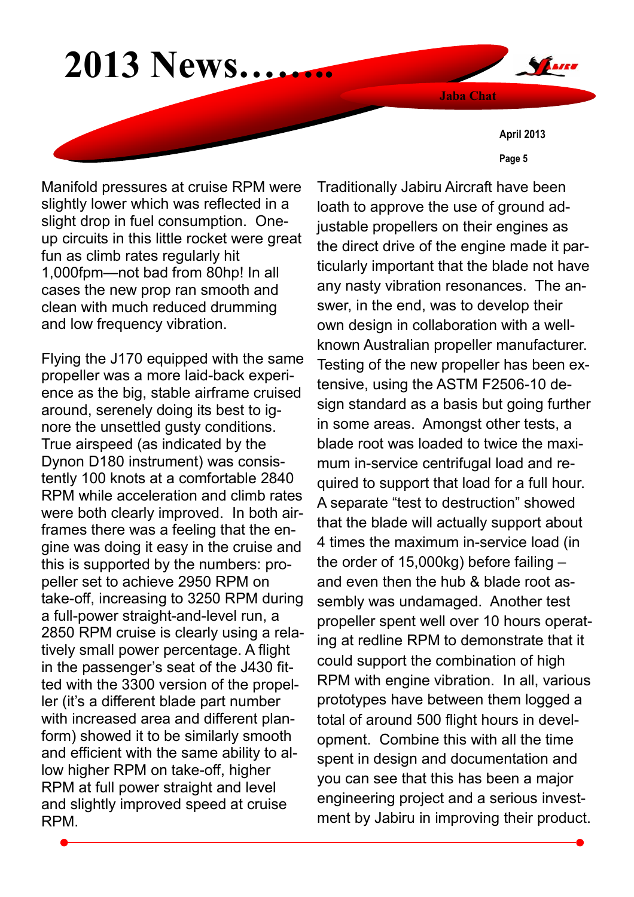Manifold pressures at cruise RPM were slightly lower which was reflected in a slight drop in fuel consumption. One-up circuits in this little rocket were great fun as climb rates regularly hit 1,000fpm—not bad from 80hp! In all cases the new prop ran smooth and clean with much reduced drumming and low frequency vibration.

Flying the J170 equipped with the same propeller was a more laid-back experience as the big, stable airframe cruised around, serenely doing its best to ignore the unsettled gusty conditions. True airspeed (as indicated by the Dynon D180 instrument) was consistently 100 knots at a comfortable 2840 RPM while acceleration and climb rates were both clearly improved. In both airframes there was a feeling that the engine was doing it easy in the cruise and this is supported by the numbers: propeller set to achieve 2950 RPM on take-off, increasing to 3250 RPM during a full-power straight-and-level run, a 2850 RPM cruise is clearly using a relatively small power percentage. A flight in the passenger's seat of the J430 fitted with the 3300 version of the propeller (it's a different blade part number with increased area and different planform) showed it to be similarly smooth and efficient with the same ability to allow higher RPM on take-off, higher RPM at full power straight and level and slightly improved speed at cruise RPM.

Traditionally Jabiru Aircraft have been loath to approve the use of ground adjustable propellers on their engines as the direct drive of the engine made it particularly important that the blade not have any nasty vibration resonances. The answer, in the end, was to develop their own design in collaboration with a well-known Australian propeller manufacturer. Testing of the new propeller has been extensive, using the ASTM F2506-10 design standard as a basis but going further in some areas. Amongst other tests, a blade root was loaded to twice the maximum in-service centrifugal load and required to support that load for a full hour. A separate "test to destruction" showed that the blade will actually support about 4 times the maximum in-service load (in the order of 15,000kg) before failing – and even then the hub & blade root assembly was undamaged. Another test propeller spent well over 10 hours operating at redline RPM to demonstrate that it could support the combination of high RPM with engine vibration. In all, various prototypes have between them logged a total of around 500 flight hours in development. Combine this with all the time spent in design and documentation and you can see that this has been a major engineering project and a serious investment by Jabiru in improving their product.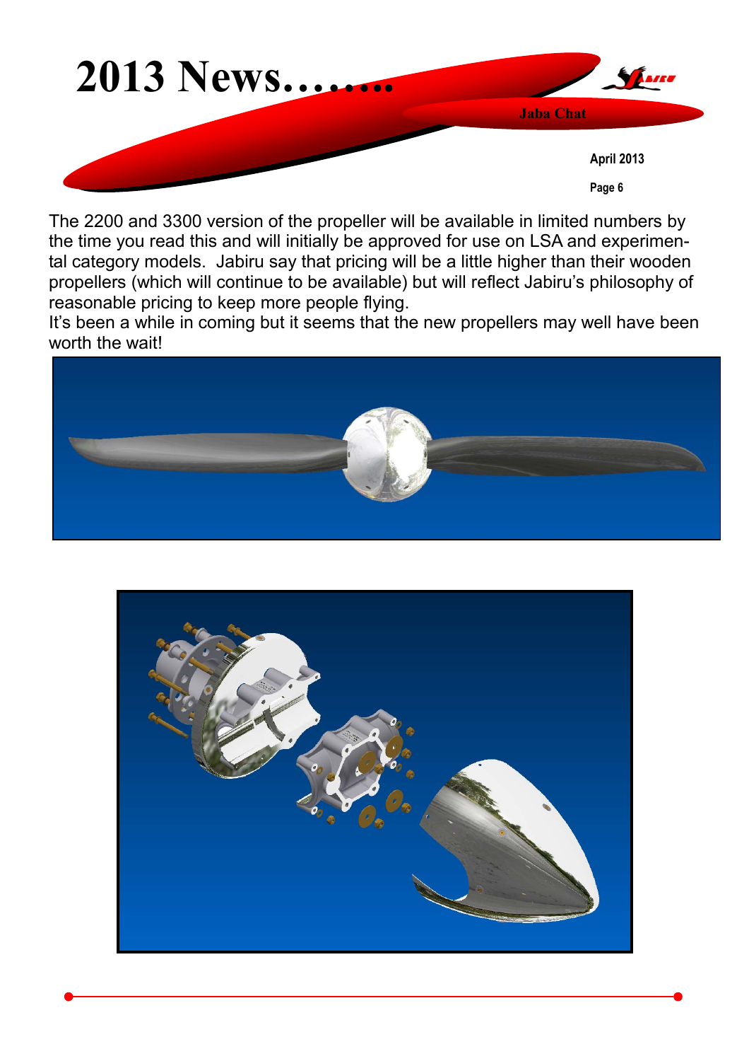The 2200 and 3300 version of the propeller will be available in limited numbers by the time you read this and will initially be approved for use on LSA and experimental category models. Jabiru say that pricing will be a little higher than their wooden propellers (which will continue to be available) but will reflect Jabiru's philosophy of reasonable pricing to keep more people flying.

It's been a while in coming but it seems that the new propellers may well have been worth the wait!